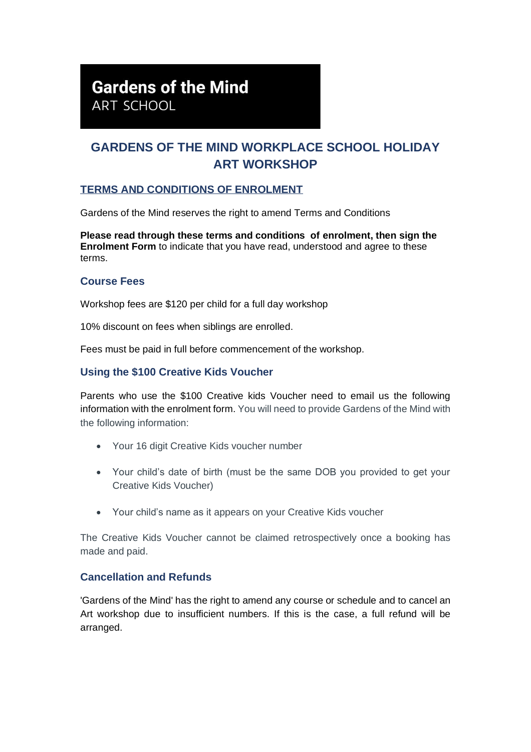# Gardens of the Mind
ART SCHOOL

## GARDENS OF THE MIND WORKPLACE SCHOOL HOLIDAY ART WORKSHOP

### TERMS AND CONDITIONS OF ENROLMENT

Gardens of the Mind reserves the right to amend Terms and Conditions

**Please read through these terms and conditions of enrolment, then sign the Enrolment Form** to indicate that you have read, understood and agree to these terms.

### Course Fees

Workshop fees are $120 per child for a full day workshop

10% discount on fees when siblings are enrolled.

Fees must be paid in full before commencement of the workshop.

### Using the $100 Creative Kids Voucher

Parents who use the $100 Creative kids Voucher need to email us the following information with the enrolment form. You will need to provide Gardens of the Mind with the following information:

- Your 16 digit Creative Kids voucher number
- Your child's date of birth (must be the same DOB you provided to get your Creative Kids Voucher)
- Your child's name as it appears on your Creative Kids voucher

The Creative Kids Voucher cannot be claimed retrospectively once a booking has made and paid.

### Cancellation and Refunds

'Gardens of the Mind' has the right to amend any course or schedule and to cancel an Art workshop due to insufficient numbers. If this is the case, a full refund will be arranged.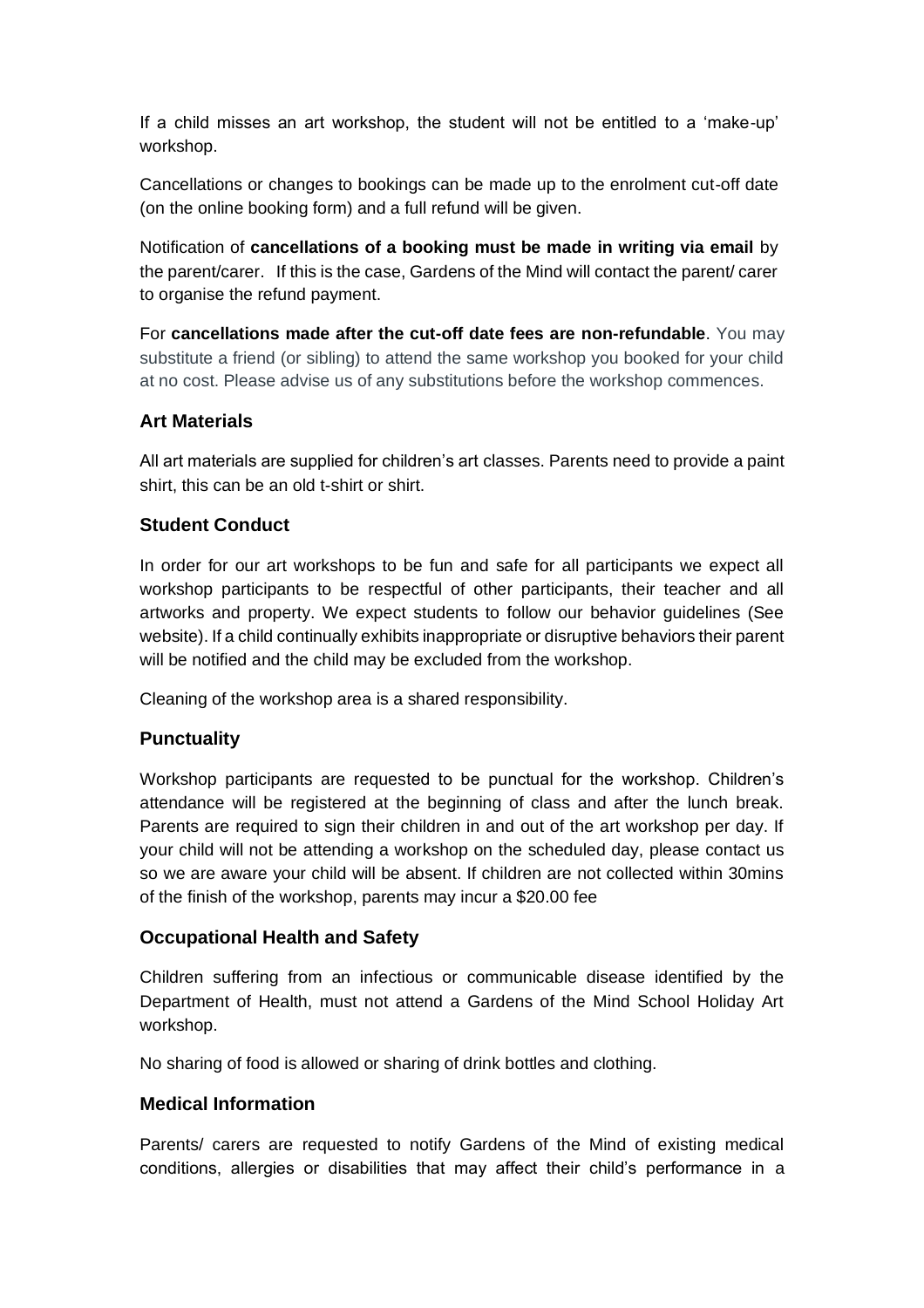If a child misses an art workshop, the student will not be entitled to a 'make-up' workshop.

Cancellations or changes to bookings can be made up to the enrolment cut-off date (on the online booking form) and a full refund will be given.

Notification of **cancellations of a booking must be made in writing via email** by the parent/carer. If this is the case, Gardens of the Mind will contact the parent/ carer to organise the refund payment.

For **cancellations made after the cut-off date fees are non-refundable**. You may substitute a friend (or sibling) to attend the same workshop you booked for your child at no cost. Please advise us of any substitutions before the workshop commences.

### Art Materials

All art materials are supplied for children's art classes. Parents need to provide a paint shirt, this can be an old t-shirt or shirt.

### Student Conduct

In order for our art workshops to be fun and safe for all participants we expect all workshop participants to be respectful of other participants, their teacher and all artworks and property. We expect students to follow our behavior guidelines (See website). If a child continually exhibits inappropriate or disruptive behaviors their parent will be notified and the child may be excluded from the workshop.

Cleaning of the workshop area is a shared responsibility.

### Punctuality

Workshop participants are requested to be punctual for the workshop. Children's attendance will be registered at the beginning of class and after the lunch break. Parents are required to sign their children in and out of the art workshop per day. If your child will not be attending a workshop on the scheduled day, please contact us so we are aware your child will be absent. If children are not collected within 30mins of the finish of the workshop, parents may incur a $20.00 fee

### Occupational Health and Safety

Children suffering from an infectious or communicable disease identified by the Department of Health, must not attend a Gardens of the Mind School Holiday Art workshop.

No sharing of food is allowed or sharing of drink bottles and clothing.

### Medical Information

Parents/ carers are requested to notify Gardens of the Mind of existing medical conditions, allergies or disabilities that may affect their child's performance in a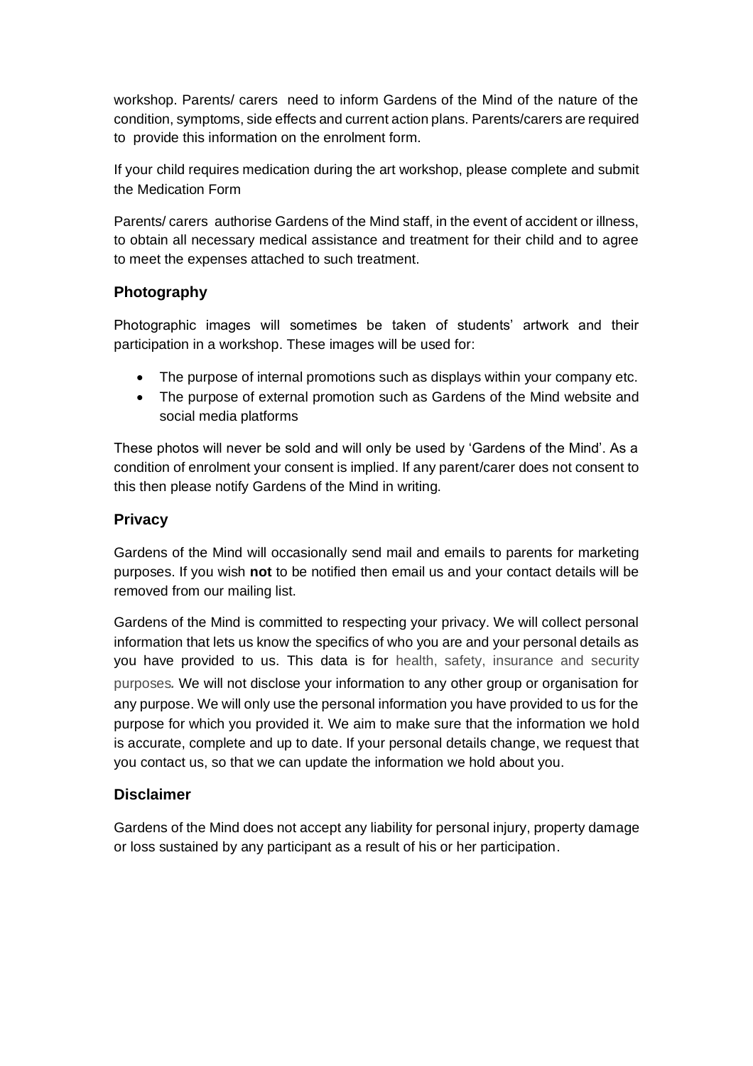workshop. Parents/ carers need to inform Gardens of the Mind of the nature of the condition, symptoms, side effects and current action plans. Parents/carers are required to provide this information on the enrolment form.

If your child requires medication during the art workshop, please complete and submit the Medication Form

Parents/ carers authorise Gardens of the Mind staff, in the event of accident or illness, to obtain all necessary medical assistance and treatment for their child and to agree to meet the expenses attached to such treatment.

## Photography

Photographic images will sometimes be taken of students' artwork and their participation in a workshop. These images will be used for:

- The purpose of internal promotions such as displays within your company etc.
- The purpose of external promotion such as Gardens of the Mind website and social media platforms

These photos will never be sold and will only be used by 'Gardens of the Mind'. As a condition of enrolment your consent is implied. If any parent/carer does not consent to this then please notify Gardens of the Mind in writing.

## Privacy

Gardens of the Mind will occasionally send mail and emails to parents for marketing purposes. If you wish **not** to be notified then email us and your contact details will be removed from our mailing list.

Gardens of the Mind is committed to respecting your privacy. We will collect personal information that lets us know the specifics of who you are and your personal details as you have provided to us. This data is for health, safety, insurance and security purposes. We will not disclose your information to any other group or organisation for any purpose. We will only use the personal information you have provided to us for the purpose for which you provided it. We aim to make sure that the information we hold is accurate, complete and up to date. If your personal details change, we request that you contact us, so that we can update the information we hold about you.

## Disclaimer

Gardens of the Mind does not accept any liability for personal injury, property damage or loss sustained by any participant as a result of his or her participation.